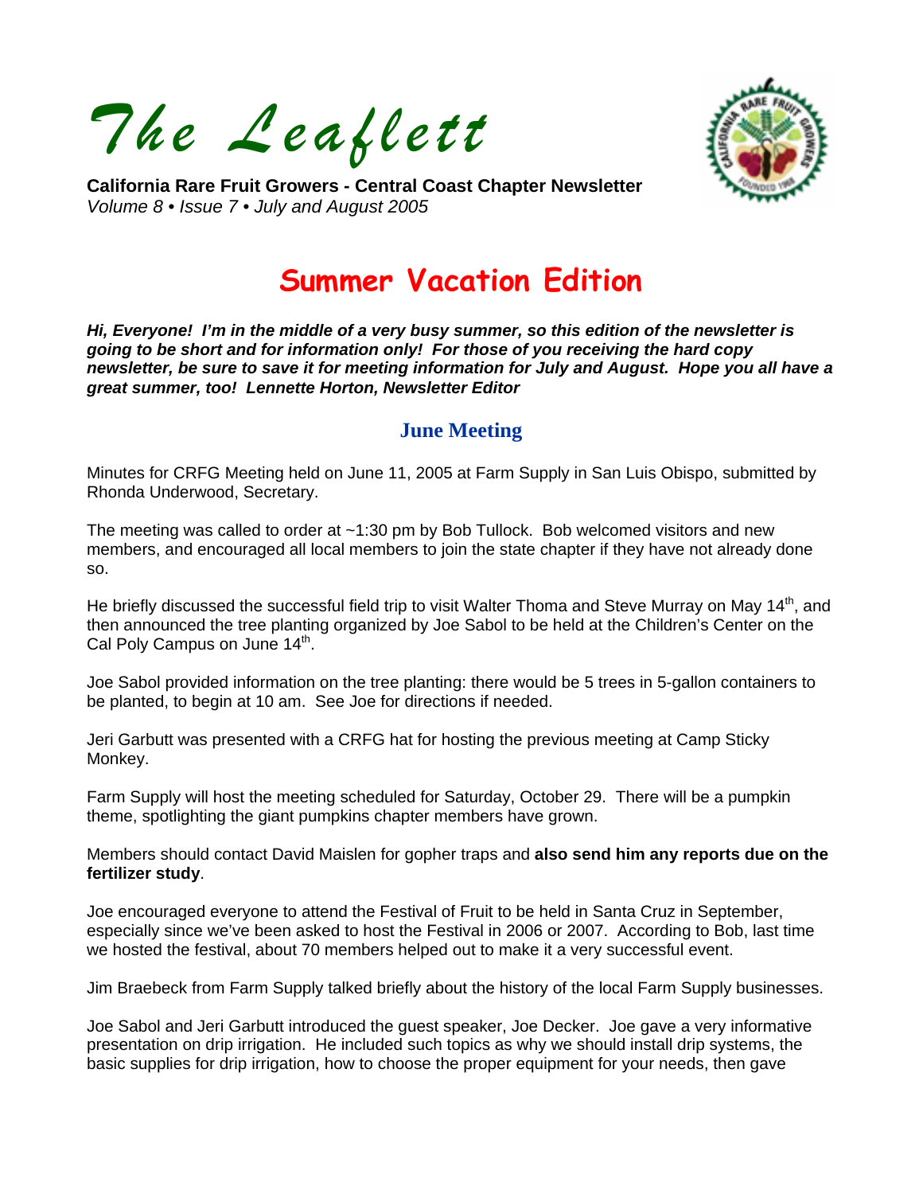# *The Leaflett*

**California Rare Fruit Growers - Central Coast Chapter Newsletter**
*Volume 8 • Issue 7 • July and August 2005*

# Summer Vacation Edition

***Hi, Everyone! I'm in the middle of a very busy summer, so this edition of the newsletter is going to be short and for information only! For those of you receiving the hard copy newsletter, be sure to save it for meeting information for July and August. Hope you all have a great summer, too! Lennette Horton, Newsletter Editor***

## June Meeting

Minutes for CRFG Meeting held on June 11, 2005 at Farm Supply in San Luis Obispo, submitted by Rhonda Underwood, Secretary.

The meeting was called to order at ~1:30 pm by Bob Tullock. Bob welcomed visitors and new members, and encouraged all local members to join the state chapter if they have not already done so.

He briefly discussed the successful field trip to visit Walter Thoma and Steve Murray on May 14th, and then announced the tree planting organized by Joe Sabol to be held at the Children's Center on the Cal Poly Campus on June 14th.

Joe Sabol provided information on the tree planting: there would be 5 trees in 5-gallon containers to be planted, to begin at 10 am. See Joe for directions if needed.

Jeri Garbutt was presented with a CRFG hat for hosting the previous meeting at Camp Sticky Monkey.

Farm Supply will host the meeting scheduled for Saturday, October 29. There will be a pumpkin theme, spotlighting the giant pumpkins chapter members have grown.

Members should contact David Maislen for gopher traps and **also send him any reports due on the fertilizer study**.

Joe encouraged everyone to attend the Festival of Fruit to be held in Santa Cruz in September, especially since we've been asked to host the Festival in 2006 or 2007. According to Bob, last time we hosted the festival, about 70 members helped out to make it a very successful event.

Jim Braebeck from Farm Supply talked briefly about the history of the local Farm Supply businesses.

Joe Sabol and Jeri Garbutt introduced the guest speaker, Joe Decker. Joe gave a very informative presentation on drip irrigation. He included such topics as why we should install drip systems, the basic supplies for drip irrigation, how to choose the proper equipment for your needs, then gave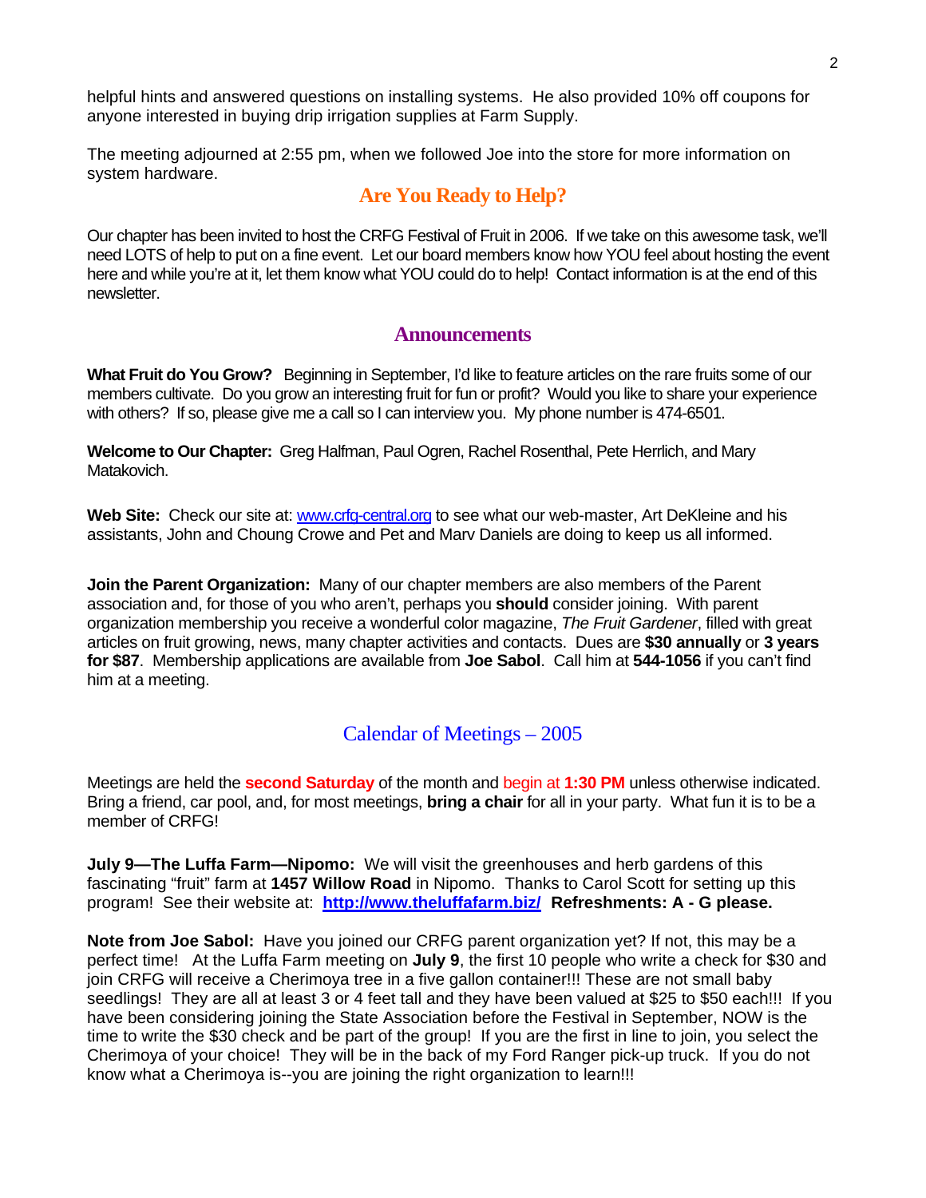helpful hints and answered questions on installing systems. He also provided 10% off coupons for anyone interested in buying drip irrigation supplies at Farm Supply.

The meeting adjourned at 2:55 pm, when we followed Joe into the store for more information on system hardware.

## Are You Ready to Help?

Our chapter has been invited to host the CRFG Festival of Fruit in 2006. If we take on this awesome task, we'll need LOTS of help to put on a fine event. Let our board members know how YOU feel about hosting the event here and while you're at it, let them know what YOU could do to help! Contact information is at the end of this newsletter.

## Announcements

**What Fruit do You Grow?** Beginning in September, I'd like to feature articles on the rare fruits some of our members cultivate. Do you grow an interesting fruit for fun or profit? Would you like to share your experience with others? If so, please give me a call so I can interview you. My phone number is 474-6501.

**Welcome to Our Chapter:** Greg Halfman, Paul Ogren, Rachel Rosenthal, Pete Herrlich, and Mary Matakovich.

**Web Site:** Check our site at: www.crfg-central.org to see what our web-master, Art DeKleine and his assistants, John and Choung Crowe and Pet and Marv Daniels are doing to keep us all informed.

**Join the Parent Organization:** Many of our chapter members are also members of the Parent association and, for those of you who aren't, perhaps you **should** consider joining. With parent organization membership you receive a wonderful color magazine, *The Fruit Gardener*, filled with great articles on fruit growing, news, many chapter activities and contacts. Dues are **$30 annually** or **3 years for $87**. Membership applications are available from **Joe Sabol**. Call him at **544-1056** if you can't find him at a meeting.

## Calendar of Meetings – 2005

Meetings are held the **second Saturday** of the month and begin at **1:30 PM** unless otherwise indicated. Bring a friend, car pool, and, for most meetings, **bring a chair** for all in your party. What fun it is to be a member of CRFG!

**July 9—The Luffa Farm—Nipomo:** We will visit the greenhouses and herb gardens of this fascinating "fruit" farm at **1457 Willow Road** in Nipomo. Thanks to Carol Scott for setting up this program! See their website at: **http://www.theluffafarm.biz/** **Refreshments: A - G please.**

**Note from Joe Sabol:** Have you joined our CRFG parent organization yet? If not, this may be a perfect time! At the Luffa Farm meeting on **July 9**, the first 10 people who write a check for $30 and join CRFG will receive a Cherimoya tree in a five gallon container!!! These are not small baby seedlings! They are all at least 3 or 4 feet tall and they have been valued at $25 to $50 each!!! If you have been considering joining the State Association before the Festival in September, NOW is the time to write the $30 check and be part of the group! If you are the first in line to join, you select the Cherimoya of your choice! They will be in the back of my Ford Ranger pick-up truck. If you do not know what a Cherimoya is--you are joining the right organization to learn!!!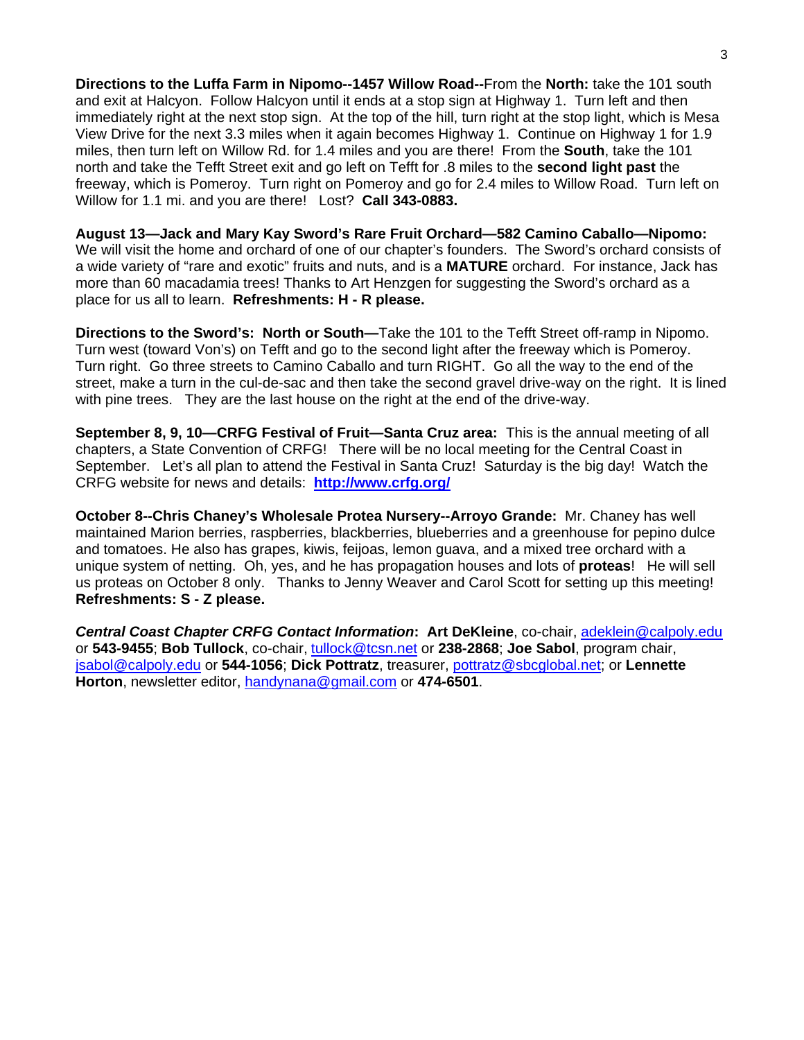**Directions to the Luffa Farm in Nipomo--1457 Willow Road--**From the **North:** take the 101 south and exit at Halcyon. Follow Halcyon until it ends at a stop sign at Highway 1. Turn left and then immediately right at the next stop sign. At the top of the hill, turn right at the stop light, which is Mesa View Drive for the next 3.3 miles when it again becomes Highway 1. Continue on Highway 1 for 1.9 miles, then turn left on Willow Rd. for 1.4 miles and you are there! From the **South**, take the 101 north and take the Tefft Street exit and go left on Tefft for .8 miles to the **second light past** the freeway, which is Pomeroy. Turn right on Pomeroy and go for 2.4 miles to Willow Road. Turn left on Willow for 1.1 mi. and you are there! Lost? **Call 343-0883.**

**August 13—Jack and Mary Kay Sword's Rare Fruit Orchard—582 Camino Caballo—Nipomo:** We will visit the home and orchard of one of our chapter's founders. The Sword's orchard consists of a wide variety of "rare and exotic" fruits and nuts, and is a **MATURE** orchard. For instance, Jack has more than 60 macadamia trees! Thanks to Art Henzgen for suggesting the Sword's orchard as a place for us all to learn. **Refreshments: H - R please.**

**Directions to the Sword's: North or South—**Take the 101 to the Tefft Street off-ramp in Nipomo. Turn west (toward Von's) on Tefft and go to the second light after the freeway which is Pomeroy. Turn right. Go three streets to Camino Caballo and turn RIGHT. Go all the way to the end of the street, make a turn in the cul-de-sac and then take the second gravel drive-way on the right. It is lined with pine trees. They are the last house on the right at the end of the drive-way.

**September 8, 9, 10—CRFG Festival of Fruit—Santa Cruz area:** This is the annual meeting of all chapters, a State Convention of CRFG! There will be no local meeting for the Central Coast in September. Let's all plan to attend the Festival in Santa Cruz! Saturday is the big day! Watch the CRFG website for news and details: **http://www.crfg.org/**

**October 8--Chris Chaney's Wholesale Protea Nursery--Arroyo Grande:** Mr. Chaney has well maintained Marion berries, raspberries, blackberries, blueberries and a greenhouse for pepino dulce and tomatoes. He also has grapes, kiwis, feijoas, lemon guava, and a mixed tree orchard with a unique system of netting. Oh, yes, and he has propagation houses and lots of **proteas**! He will sell us proteas on October 8 only. Thanks to Jenny Weaver and Carol Scott for setting up this meeting! **Refreshments: S - Z please.**

***Central Coast Chapter CRFG Contact Information*: Art DeKleine**, co-chair, adeklein@calpoly.edu or **543-9455**; **Bob Tullock**, co-chair, tullock@tcsn.net or **238-2868**; **Joe Sabol**, program chair, jsabol@calpoly.edu or **544-1056**; **Dick Pottratz**, treasurer, pottratz@sbcglobal.net; or **Lennette Horton**, newsletter editor, handynana@gmail.com or **474-6501**.